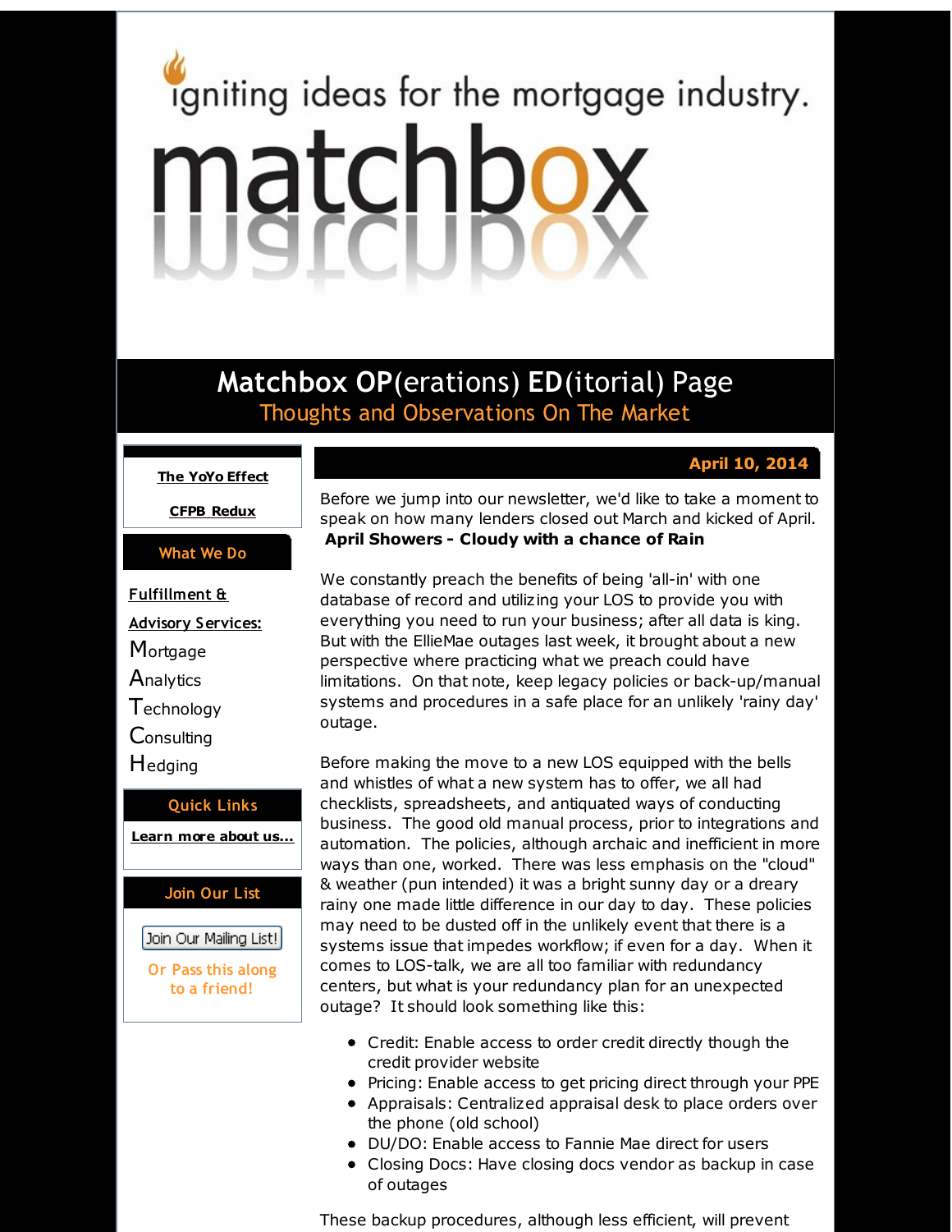igniting ideas for the mortgage industry.

# matchbox

## Matchbox OP(erations) ED(itorial) Page

Thoughts and Observations On The Market

**The YoYo Effect**

**CFPB Redux**

**What We Do**

**Fulfillment & Advisory Services:**

Mortgage
Analytics
Technology
Consulting
Hedging

**Quick Links**

**Learn more about us...**

**Join Our List**

Join Our Mailing List!

Or Pass this along to a friend!

**April 10, 2014**

Before we jump into our newsletter, we'd like to take a moment to speak on how many lenders closed out March and kicked of April. **April Showers - Cloudy with a chance of Rain**

We constantly preach the benefits of being 'all-in' with one database of record and utilizing your LOS to provide you with everything you need to run your business; after all data is king. But with the EllieMae outages last week, it brought about a new perspective where practicing what we preach could have limitations. On that note, keep legacy policies or back-up/manual systems and procedures in a safe place for an unlikely 'rainy day' outage.

Before making the move to a new LOS equipped with the bells and whistles of what a new system has to offer, we all had checklists, spreadsheets, and antiquated ways of conducting business. The good old manual process, prior to integrations and automation. The policies, although archaic and inefficient in more ways than one, worked. There was less emphasis on the "cloud" & weather (pun intended) it was a bright sunny day or a dreary rainy one made little difference in our day to day. These policies may need to be dusted off in the unlikely event that there is a systems issue that impedes workflow; if even for a day. When it comes to LOS-talk, we are all too familiar with redundancy centers, but what is your redundancy plan for an unexpected outage? It should look something like this:

- Credit: Enable access to order credit directly though the credit provider website
- Pricing: Enable access to get pricing direct through your PPE
- Appraisals: Centralized appraisal desk to place orders over the phone (old school)
- DU/DO: Enable access to Fannie Mae direct for users
- Closing Docs: Have closing docs vendor as backup in case of outages

These backup procedures, although less efficient, will prevent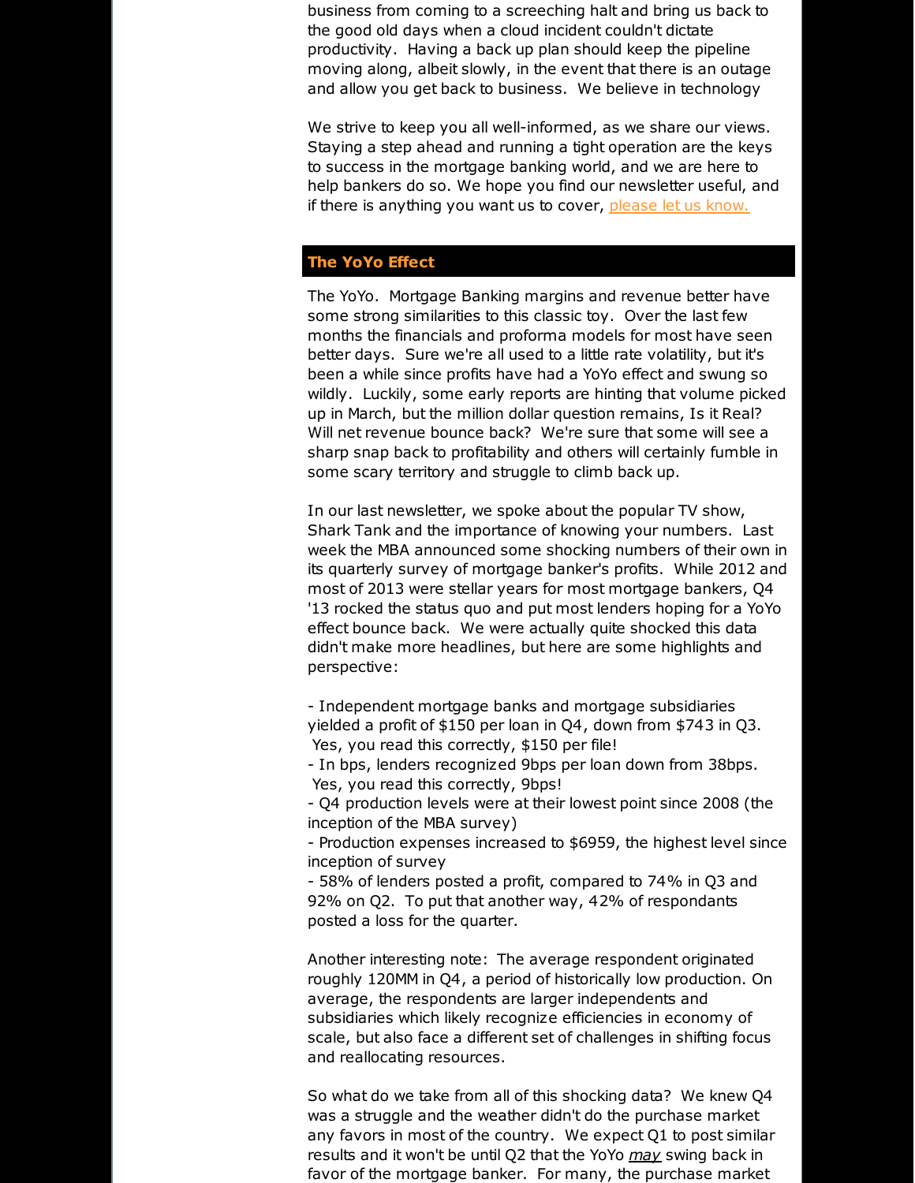business from coming to a screeching halt and bring us back to the good old days when a cloud incident couldn't dictate productivity. Having a back up plan should keep the pipeline moving along, albeit slowly, in the event that there is an outage and allow you get back to business. We believe in technology

We strive to keep you all well-informed, as we share our views. Staying a step ahead and running a tight operation are the keys to success in the mortgage banking world, and we are here to help bankers do so. We hope you find our newsletter useful, and if there is anything you want us to cover, please let us know.

## The YoYo Effect

The YoYo. Mortgage Banking margins and revenue better have some strong similarities to this classic toy. Over the last few months the financials and proforma models for most have seen better days. Sure we're all used to a little rate volatility, but it's been a while since profits have had a YoYo effect and swung so wildly. Luckily, some early reports are hinting that volume picked up in March, but the million dollar question remains, Is it Real? Will net revenue bounce back? We're sure that some will see a sharp snap back to profitability and others will certainly fumble in some scary territory and struggle to climb back up.

In our last newsletter, we spoke about the popular TV show, Shark Tank and the importance of knowing your numbers. Last week the MBA announced some shocking numbers of their own in its quarterly survey of mortgage banker's profits. While 2012 and most of 2013 were stellar years for most mortgage bankers, Q4 '13 rocked the status quo and put most lenders hoping for a YoYo effect bounce back. We were actually quite shocked this data didn't make more headlines, but here are some highlights and perspective:

- Independent mortgage banks and mortgage subsidiaries yielded a profit of $150 per loan in Q4, down from $743 in Q3. Yes, you read this correctly, $150 per file!
- In bps, lenders recognized 9bps per loan down from 38bps. Yes, you read this correctly, 9bps!
- Q4 production levels were at their lowest point since 2008 (the inception of the MBA survey)
- Production expenses increased to $6959, the highest level since inception of survey
- 58% of lenders posted a profit, compared to 74% in Q3 and 92% on Q2. To put that another way, 42% of respondants posted a loss for the quarter.

Another interesting note: The average respondent originated roughly 120MM in Q4, a period of historically low production. On average, the respondents are larger independents and subsidiaries which likely recognize efficiencies in economy of scale, but also face a different set of challenges in shifting focus and reallocating resources.

So what do we take from all of this shocking data? We knew Q4 was a struggle and the weather didn't do the purchase market any favors in most of the country. We expect Q1 to post similar results and it won't be until Q2 that the YoYo *may* swing back in favor of the mortgage banker. For many, the purchase market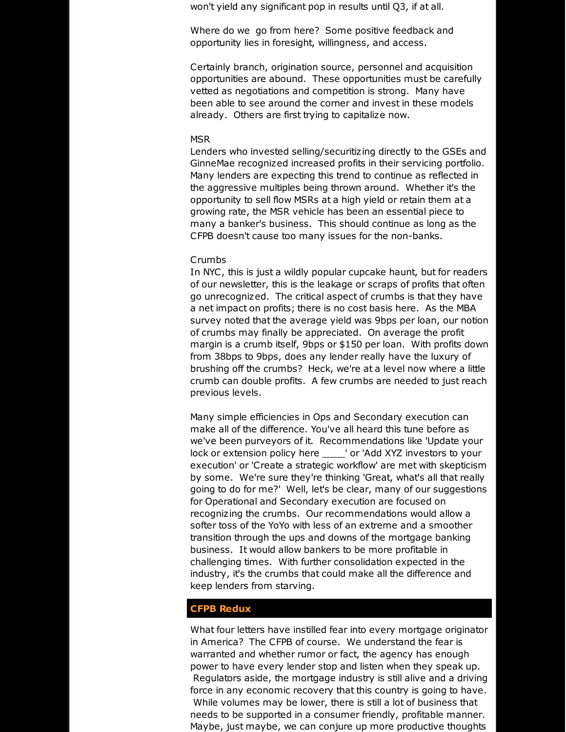won't yield any significant pop in results until Q3, if at all.

Where do we go from here? Some positive feedback and opportunity lies in foresight, willingness, and access.

Certainly branch, origination source, personnel and acquisition opportunities are abound. These opportunities must be carefully vetted as negotiations and competition is strong. Many have been able to see around the corner and invest in these models already. Others are first trying to capitalize now.

MSR
Lenders who invested selling/securitizing directly to the GSEs and GinneMae recognized increased profits in their servicing portfolio. Many lenders are expecting this trend to continue as reflected in the aggressive multiples being thrown around. Whether it's the opportunity to sell flow MSRs at a high yield or retain them at a growing rate, the MSR vehicle has been an essential piece to many a banker's business. This should continue as long as the CFPB doesn't cause too many issues for the non-banks.

Crumbs
In NYC, this is just a wildly popular cupcake haunt, but for readers of our newsletter, this is the leakage or scraps of profits that often go unrecognized. The critical aspect of crumbs is that they have a net impact on profits; there is no cost basis here. As the MBA survey noted that the average yield was 9bps per loan, our notion of crumbs may finally be appreciated. On average the profit margin is a crumb itself, 9bps or $150 per loan. With profits down from 38bps to 9bps, does any lender really have the luxury of brushing off the crumbs? Heck, we're at a level now where a little crumb can double profits. A few crumbs are needed to just reach previous levels.

Many simple efficiencies in Ops and Secondary execution can make all of the difference. You've all heard this tune before as we've been purveyors of it. Recommendations like 'Update your lock or extension policy here ____' or 'Add XYZ investors to your execution' or 'Create a strategic workflow' are met with skepticism by some. We're sure they're thinking 'Great, what's all that really going to do for me?' Well, let's be clear, many of our suggestions for Operational and Secondary execution are focused on recognizing the crumbs. Our recommendations would allow a softer toss of the YoYo with less of an extreme and a smoother transition through the ups and downs of the mortgage banking business. It would allow bankers to be more profitable in challenging times. With further consolidation expected in the industry, it's the crumbs that could make all the difference and keep lenders from starving.

## CFPB Redux

What four letters have instilled fear into every mortgage originator in America? The CFPB of course. We understand the fear is warranted and whether rumor or fact, the agency has enough power to have every lender stop and listen when they speak up. Regulators aside, the mortgage industry is still alive and a driving force in any economic recovery that this country is going to have. While volumes may be lower, there is still a lot of business that needs to be supported in a consumer friendly, profitable manner. Maybe, just maybe, we can conjure up more productive thoughts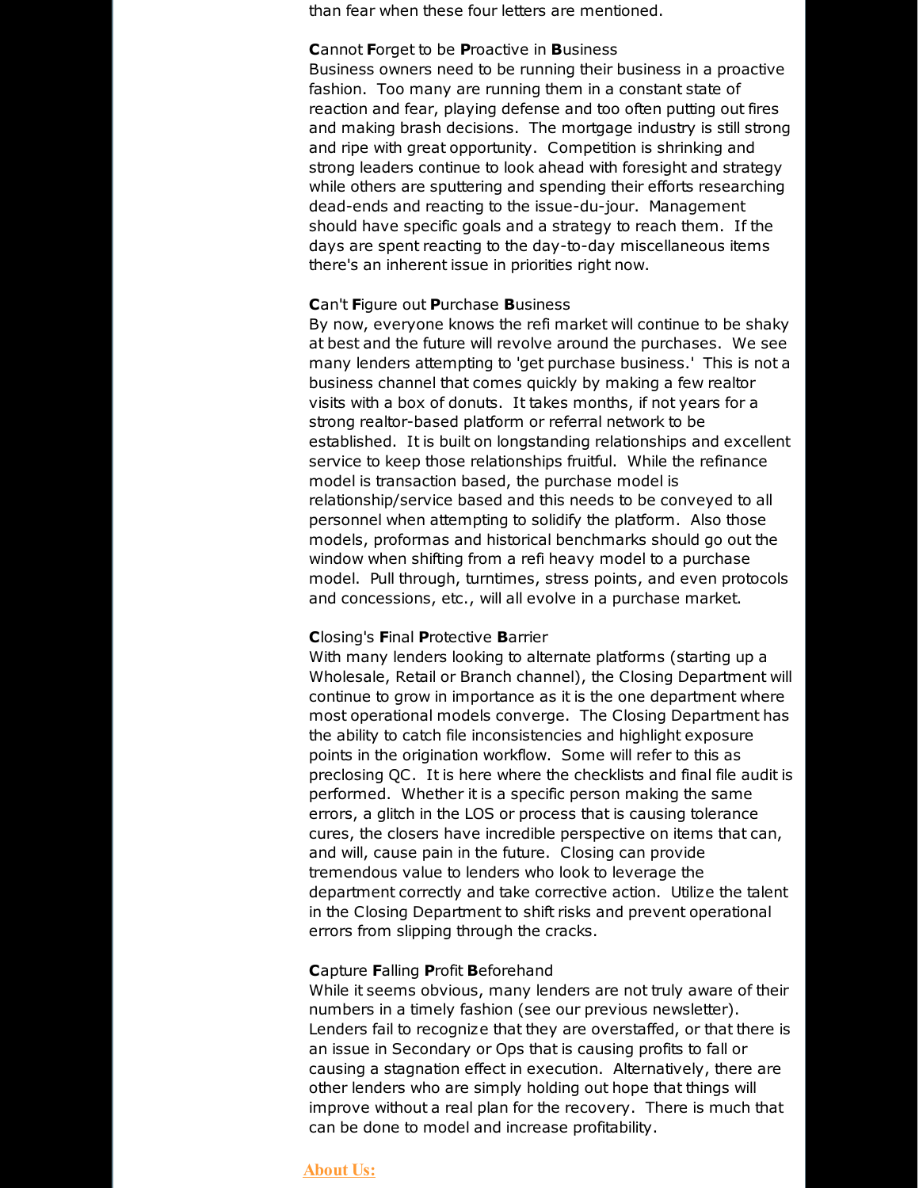than fear when these four letters are mentioned.

**C**annot **F**orget to be **P**roactive in **B**usiness
Business owners need to be running their business in a proactive fashion. Too many are running them in a constant state of reaction and fear, playing defense and too often putting out fires and making brash decisions. The mortgage industry is still strong and ripe with great opportunity. Competition is shrinking and strong leaders continue to look ahead with foresight and strategy while others are sputtering and spending their efforts researching dead-ends and reacting to the issue-du-jour. Management should have specific goals and a strategy to reach them. If the days are spent reacting to the day-to-day miscellaneous items there's an inherent issue in priorities right now.

**C**an't **F**igure out **P**urchase **B**usiness
By now, everyone knows the refi market will continue to be shaky at best and the future will revolve around the purchases. We see many lenders attempting to 'get purchase business.' This is not a business channel that comes quickly by making a few realtor visits with a box of donuts. It takes months, if not years for a strong realtor-based platform or referral network to be established. It is built on longstanding relationships and excellent service to keep those relationships fruitful. While the refinance model is transaction based, the purchase model is relationship/service based and this needs to be conveyed to all personnel when attempting to solidify the platform. Also those models, proformas and historical benchmarks should go out the window when shifting from a refi heavy model to a purchase model. Pull through, turntimes, stress points, and even protocols and concessions, etc., will all evolve in a purchase market.

**C**losing's **F**inal **P**rotective **B**arrier
With many lenders looking to alternate platforms (starting up a Wholesale, Retail or Branch channel), the Closing Department will continue to grow in importance as it is the one department where most operational models converge. The Closing Department has the ability to catch file inconsistencies and highlight exposure points in the origination workflow. Some will refer to this as preclosing QC. It is here where the checklists and final file audit is performed. Whether it is a specific person making the same errors, a glitch in the LOS or process that is causing tolerance cures, the closers have incredible perspective on items that can, and will, cause pain in the future. Closing can provide tremendous value to lenders who look to leverage the department correctly and take corrective action. Utilize the talent in the Closing Department to shift risks and prevent operational errors from slipping through the cracks.

**C**apture **F**alling **P**rofit **B**eforehand
While it seems obvious, many lenders are not truly aware of their numbers in a timely fashion (see our previous newsletter). Lenders fail to recognize that they are overstaffed, or that there is an issue in Secondary or Ops that is causing profits to fall or causing a stagnation effect in execution. Alternatively, there are other lenders who are simply holding out hope that things will improve without a real plan for the recovery. There is much that can be done to model and increase profitability.

## About Us: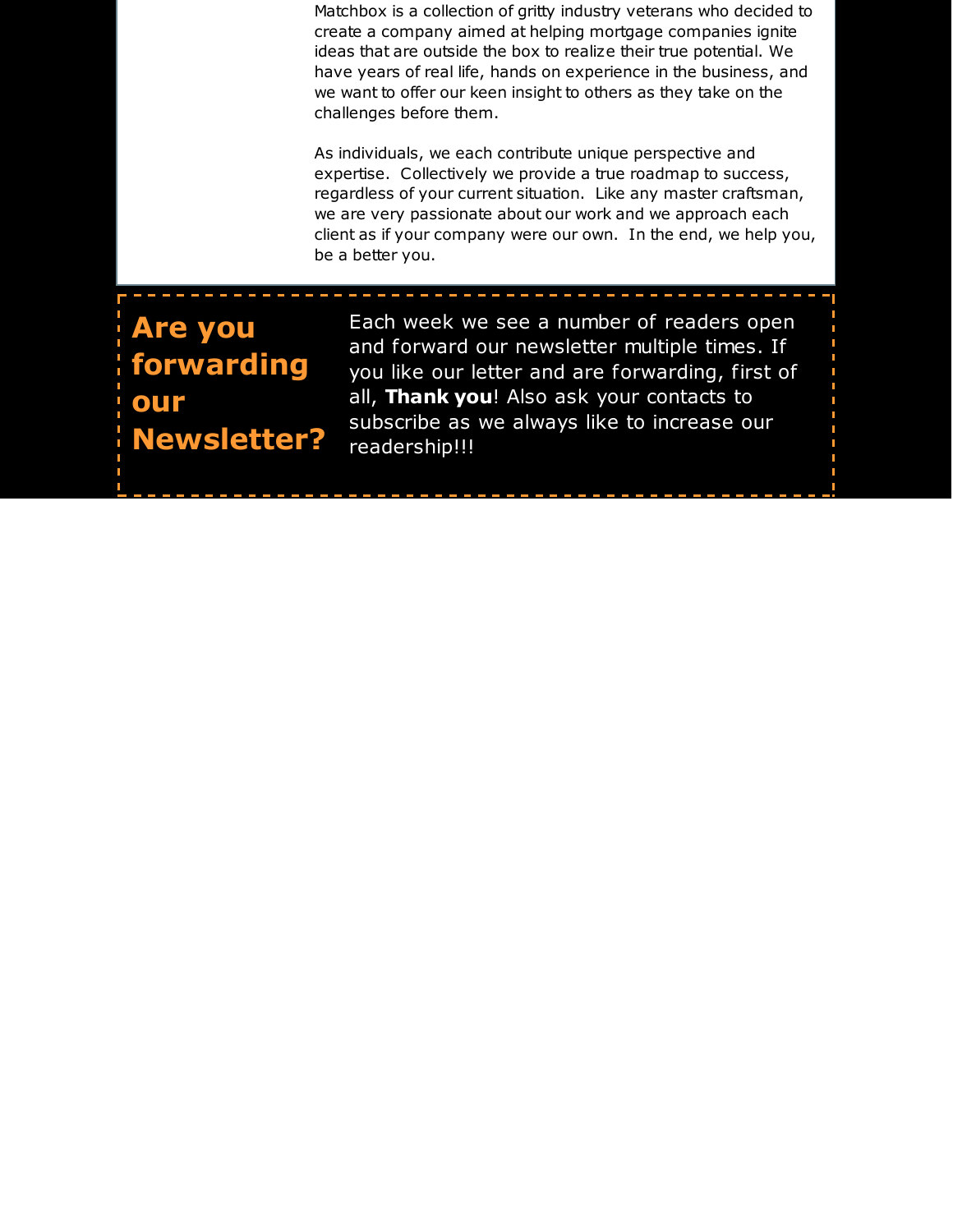Matchbox is a collection of gritty industry veterans who decided to create a company aimed at helping mortgage companies ignite ideas that are outside the box to realize their true potential. We have years of real life, hands on experience in the business, and we want to offer our keen insight to others as they take on the challenges before them.

As individuals, we each contribute unique perspective and expertise. Collectively we provide a true roadmap to success, regardless of your current situation. Like any master craftsman, we are very passionate about our work and we approach each client as if your company were our own. In the end, we help you, be a better you.

## Are you forwarding our Newsletter?

Each week we see a number of readers open and forward our newsletter multiple times. If you like our letter and are forwarding, first of all, **Thank you**! Also ask your contacts to subscribe as we always like to increase our readership!!!